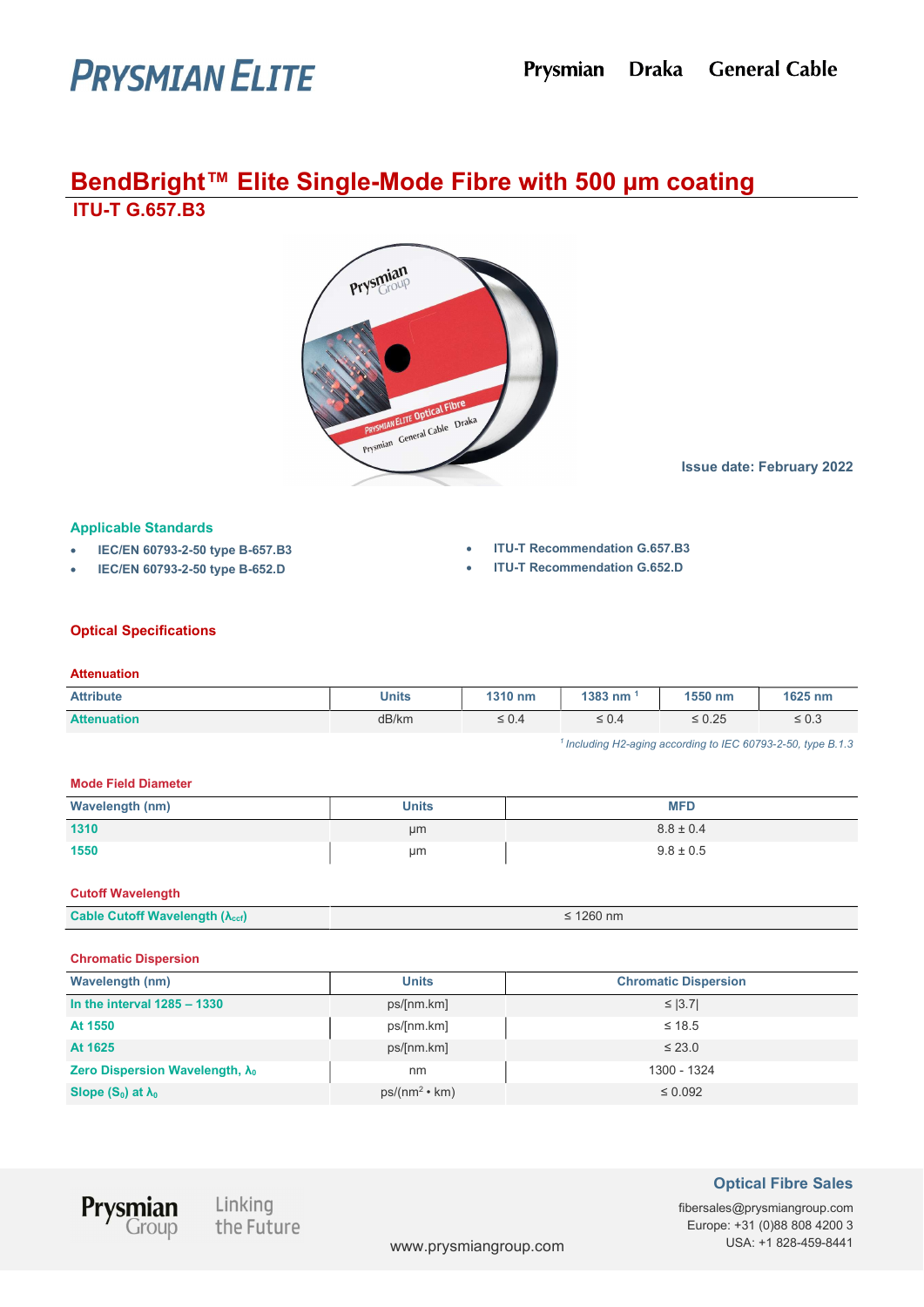# PRYSMIAN ELITE

Prysmian Draka General Cable

## BendBright™ Elite Single-Mode Fibre with 500 µm coating

### ITU-T G.657.B3

Issue date: February 2022

### Applicable Standards

- IEC/EN 60793-2-50 type B-657.B3
- IEC/EN 60793-2-50 type B-652.D
- ITU-T Recommendation G.657.B3
- ITU-T Recommendation G.652.D

### Optical Specifications

#### Attenuation

| Attribute | Units | 1310 nm | 1383 nm [1] | 1550 nm | 1625 nm |
|---|---|---|---|---|---|
| Attenuation | dB/km | ≤ 0.4 | ≤ 0.4 | ≤ 0.25 | ≤ 0.3 |

*[1] Including H2-aging according to IEC 60793-2-50, type B.1.3*

#### Mode Field Diameter

| Wavelength (nm) | Units | MFD |
|---|---|---|
| 1310 | µm | 8.8 ± 0.4 |
| 1550 | µm | 9.8 ± 0.5 |

#### Cutoff Wavelength

| | |
|---|---|
| Cable Cutoff Wavelength ($\lambda_{ccf}$) | ≤ 1260 nm |

#### Chromatic Dispersion

| Wavelength (nm) | Units | Chromatic Dispersion |
|---|---|---|
| In the interval 1285 – 1330 | ps/[nm.km] | ≤ \|3.7\| |
| At 1550 | ps/[nm.km] | ≤ 18.5 |
| At 1625 | ps/[nm.km] | ≤ 23.0 |
| Zero Dispersion Wavelength, $\lambda_0$ | nm | 1300 - 1324 |
| Slope ($S_0$) at $\lambda_0$ | ps/(nm² • km) | ≤ 0.092 |

Prysmian Group — Linking the Future

www.prysmiangroup.com

**Optical Fibre Sales**
fibersales@prysmiangroup.com
Europe: +31 (0)88 808 4200 3
USA: +1 828-459-8441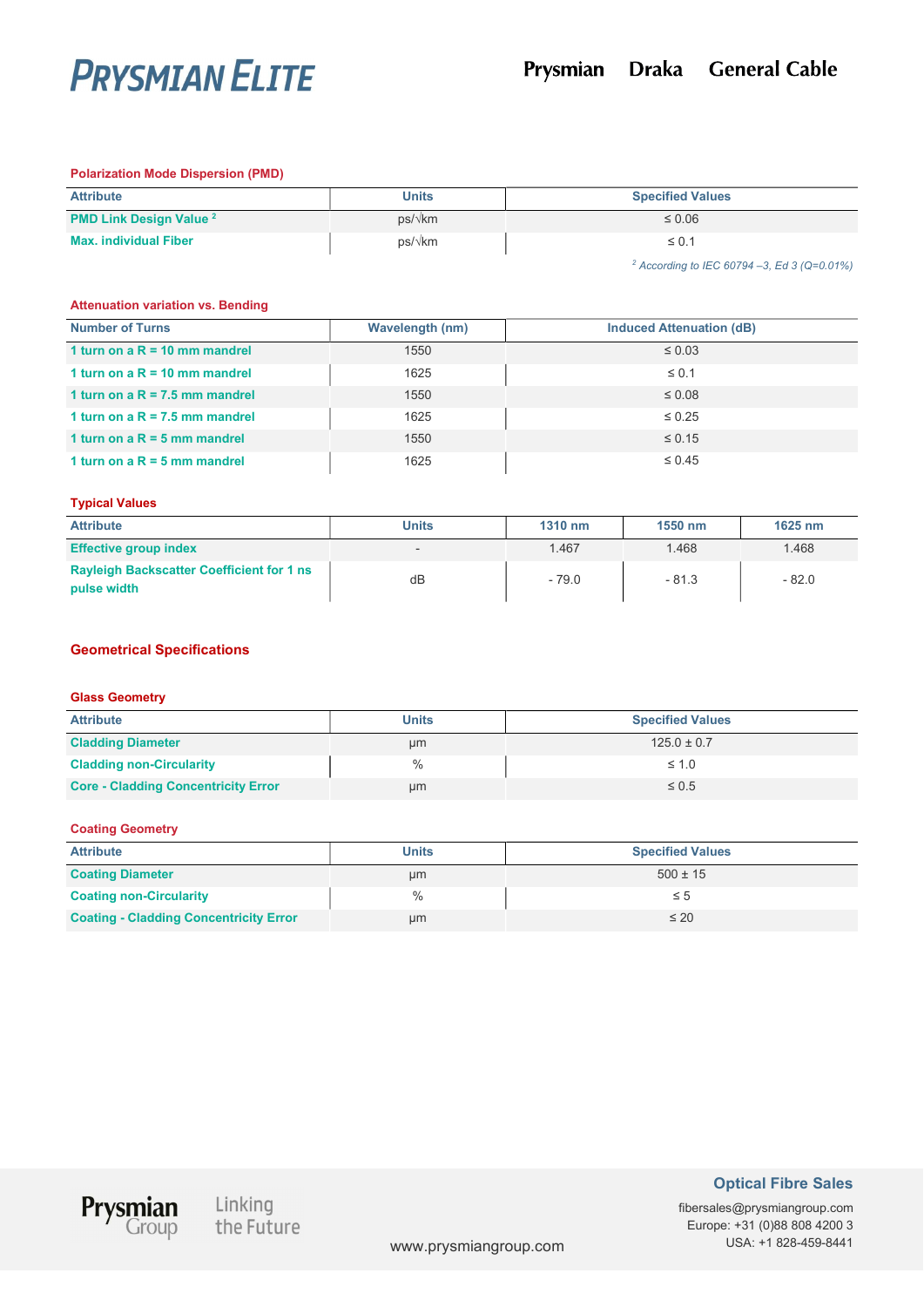### Polarization Mode Dispersion (PMD)

| Attribute | Units | Specified Values |
|---|---|---|
| PMD Link Design Value [2] | ps/√km | ≤ 0.06 |
| Max. individual Fiber | ps/√km | ≤ 0.1 |

*[2] According to IEC 60794 –3, Ed 3 (Q=0.01%)*

### Attenuation variation vs. Bending

| Number of Turns | Wavelength (nm) | Induced Attenuation (dB) |
|---|---|---|
| 1 turn on a R = 10 mm mandrel | 1550 | ≤ 0.03 |
| 1 turn on a R = 10 mm mandrel | 1625 | ≤ 0.1 |
| 1 turn on a R = 7.5 mm mandrel | 1550 | ≤ 0.08 |
| 1 turn on a R = 7.5 mm mandrel | 1625 | ≤ 0.25 |
| 1 turn on a R = 5 mm mandrel | 1550 | ≤ 0.15 |
| 1 turn on a R = 5 mm mandrel | 1625 | ≤ 0.45 |

### Typical Values

| Attribute | Units | 1310 nm | 1550 nm | 1625 nm |
|---|---|---|---|---|
| Effective group index | - | 1.467 | 1.468 | 1.468 |
| Rayleigh Backscatter Coefficient for 1 ns pulse width | dB | - 79.0 | - 81.3 | - 82.0 |

## Geometrical Specifications

### Glass Geometry

| Attribute | Units | Specified Values |
|---|---|---|
| Cladding Diameter | µm | 125.0 ± 0.7 |
| Cladding non-Circularity | % | ≤ 1.0 |
| Core - Cladding Concentricity Error | µm | ≤ 0.5 |

### Coating Geometry

| Attribute | Units | Specified Values |
|---|---|---|
| Coating Diameter | µm | 500 ± 15 |
| Coating non-Circularity | % | ≤ 5 |
| Coating - Cladding Concentricity Error | µm | ≤ 20 |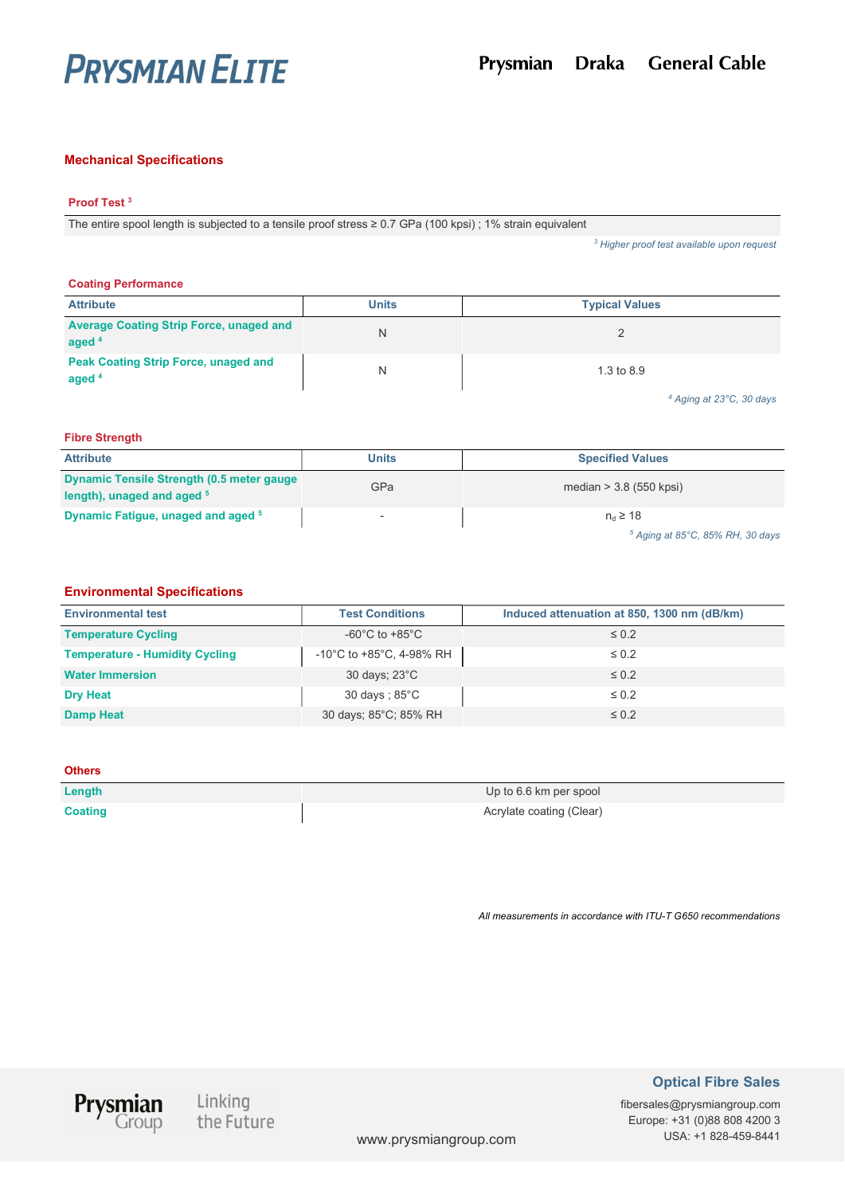## Mechanical Specifications

### Proof Test [3]

The entire spool length is subjected to a tensile proof stress ≥ 0.7 GPa (100 kpsi) ; 1% strain equivalent

*[3] Higher proof test available upon request*

### Coating Performance

| Attribute | Units | Typical Values |
|---|---|---|
| Average Coating Strip Force, unaged and aged [4] | N | 2 |
| Peak Coating Strip Force, unaged and aged [4] | N | 1.3 to 8.9 |

*[4] Aging at 23°C, 30 days*

### Fibre Strength

| Attribute | Units | Specified Values |
|---|---|---|
| Dynamic Tensile Strength (0.5 meter gauge length), unaged and aged [5] | GPa | median > 3.8 (550 kpsi) |
| Dynamic Fatigue, unaged and aged [5] | - | $n_d \geq 18$ |

*[5] Aging at 85°C, 85% RH, 30 days*

## Environmental Specifications

| Environmental test | Test Conditions | Induced attenuation at 850, 1300 nm (dB/km) |
|---|---|---|
| Temperature Cycling | -60°C to +85°C | ≤ 0.2 |
| Temperature - Humidity Cycling | -10°C to +85°C, 4-98% RH | ≤ 0.2 |
| Water Immersion | 30 days; 23°C | ≤ 0.2 |
| Dry Heat | 30 days ; 85°C | ≤ 0.2 |
| Damp Heat | 30 days; 85°C; 85% RH | ≤ 0.2 |

### Others

| | |
|---|---|
| Length | Up to 6.6 km per spool |
| Coating | Acrylate coating (Clear) |

*All measurements in accordance with ITU-T G650 recommendations*

**Optical Fibre Sales**

fibersales@prysmiangroup.com
Europe: +31 (0)88 808 4200 3
USA: +1 828-459-8441

www.prysmiangroup.com